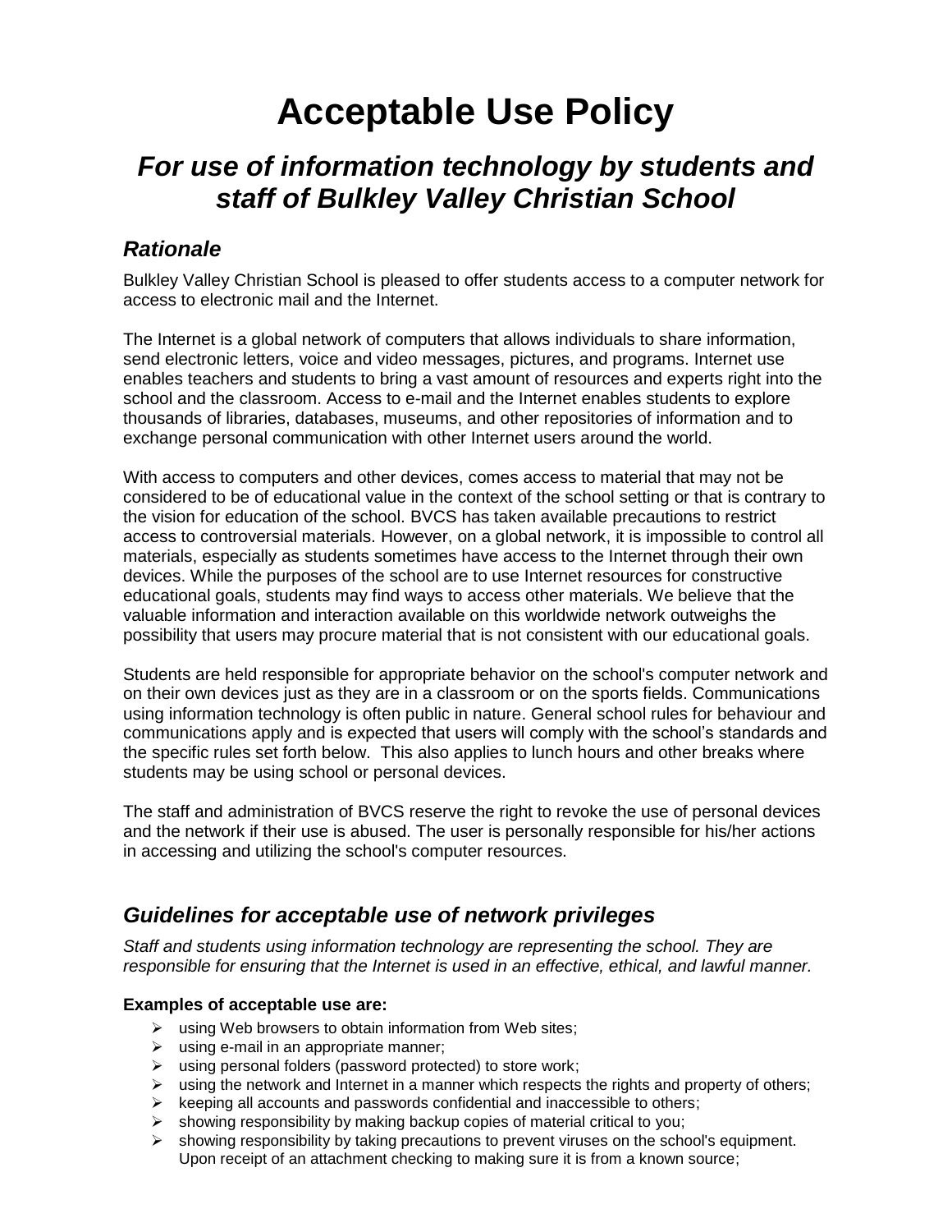# Acceptable Use Policy

## *For use of information technology by students and staff of Bulkley Valley Christian School*

### *Rationale*

Bulkley Valley Christian School is pleased to offer students access to a computer network for access to electronic mail and the Internet.

The Internet is a global network of computers that allows individuals to share information, send electronic letters, voice and video messages, pictures, and programs. Internet use enables teachers and students to bring a vast amount of resources and experts right into the school and the classroom. Access to e-mail and the Internet enables students to explore thousands of libraries, databases, museums, and other repositories of information and to exchange personal communication with other Internet users around the world.

With access to computers and other devices, comes access to material that may not be considered to be of educational value in the context of the school setting or that is contrary to the vision for education of the school. BVCS has taken available precautions to restrict access to controversial materials. However, on a global network, it is impossible to control all materials, especially as students sometimes have access to the Internet through their own devices. While the purposes of the school are to use Internet resources for constructive educational goals, students may find ways to access other materials. We believe that the valuable information and interaction available on this worldwide network outweighs the possibility that users may procure material that is not consistent with our educational goals.

Students are held responsible for appropriate behavior on the school's computer network and on their own devices just as they are in a classroom or on the sports fields. Communications using information technology is often public in nature. General school rules for behaviour and communications apply and is expected that users will comply with the school's standards and the specific rules set forth below. This also applies to lunch hours and other breaks where students may be using school or personal devices.

The staff and administration of BVCS reserve the right to revoke the use of personal devices and the network if their use is abused. The user is personally responsible for his/her actions in accessing and utilizing the school's computer resources.

### *Guidelines for acceptable use of network privileges*

*Staff and students using information technology are representing the school. They are responsible for ensuring that the Internet is used in an effective, ethical, and lawful manner.*

**Examples of acceptable use are:**

- using Web browsers to obtain information from Web sites;
- using e-mail in an appropriate manner;
- using personal folders (password protected) to store work;
- using the network and Internet in a manner which respects the rights and property of others;
- keeping all accounts and passwords confidential and inaccessible to others;
- showing responsibility by making backup copies of material critical to you;
- showing responsibility by taking precautions to prevent viruses on the school's equipment. Upon receipt of an attachment checking to making sure it is from a known source;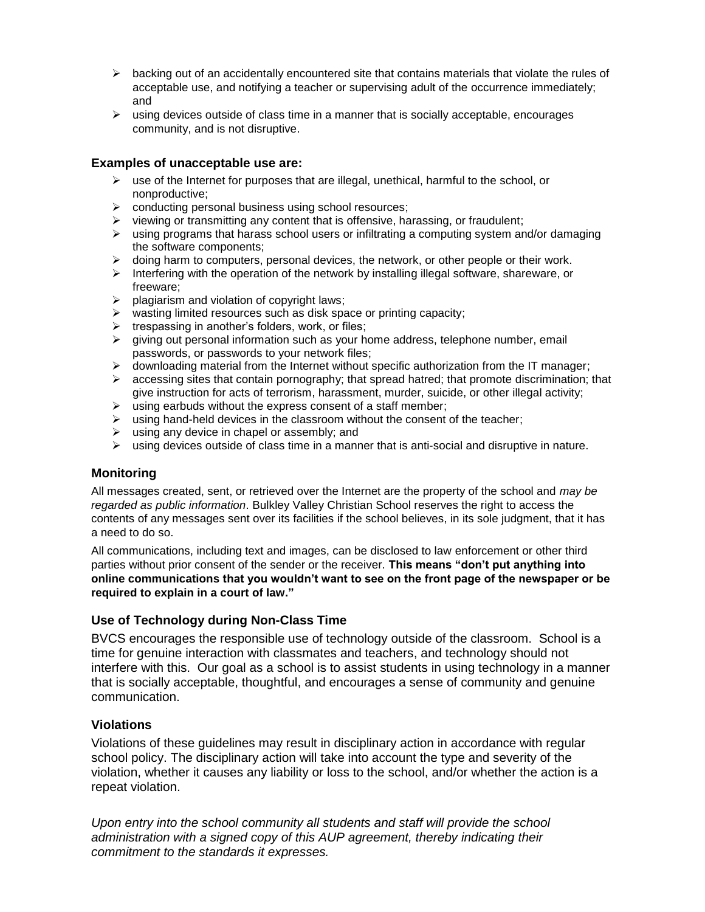- backing out of an accidentally encountered site that contains materials that violate the rules of acceptable use, and notifying a teacher or supervising adult of the occurrence immediately; and
- using devices outside of class time in a manner that is socially acceptable, encourages community, and is not disruptive.

### Examples of unacceptable use are:

- use of the Internet for purposes that are illegal, unethical, harmful to the school, or nonproductive;
- conducting personal business using school resources;
- viewing or transmitting any content that is offensive, harassing, or fraudulent;
- using programs that harass school users or infiltrating a computing system and/or damaging the software components;
- doing harm to computers, personal devices, the network, or other people or their work.
- Interfering with the operation of the network by installing illegal software, shareware, or freeware;
- plagiarism and violation of copyright laws;
- wasting limited resources such as disk space or printing capacity;
- trespassing in another's folders, work, or files;
- giving out personal information such as your home address, telephone number, email passwords, or passwords to your network files;
- downloading material from the Internet without specific authorization from the IT manager;
- accessing sites that contain pornography; that spread hatred; that promote discrimination; that give instruction for acts of terrorism, harassment, murder, suicide, or other illegal activity;
- using earbuds without the express consent of a staff member;
- using hand-held devices in the classroom without the consent of the teacher;
- using any device in chapel or assembly; and
- using devices outside of class time in a manner that is anti-social and disruptive in nature.

### Monitoring

All messages created, sent, or retrieved over the Internet are the property of the school and *may be regarded as public information*. Bulkley Valley Christian School reserves the right to access the contents of any messages sent over its facilities if the school believes, in its sole judgment, that it has a need to do so.

All communications, including text and images, can be disclosed to law enforcement or other third parties without prior consent of the sender or the receiver. **This means "don't put anything into online communications that you wouldn't want to see on the front page of the newspaper or be required to explain in a court of law."**

### Use of Technology during Non-Class Time

BVCS encourages the responsible use of technology outside of the classroom. School is a time for genuine interaction with classmates and teachers, and technology should not interfere with this. Our goal as a school is to assist students in using technology in a manner that is socially acceptable, thoughtful, and encourages a sense of community and genuine communication.

### Violations

Violations of these guidelines may result in disciplinary action in accordance with regular school policy. The disciplinary action will take into account the type and severity of the violation, whether it causes any liability or loss to the school, and/or whether the action is a repeat violation.

*Upon entry into the school community all students and staff will provide the school administration with a signed copy of this AUP agreement, thereby indicating their commitment to the standards it expresses.*